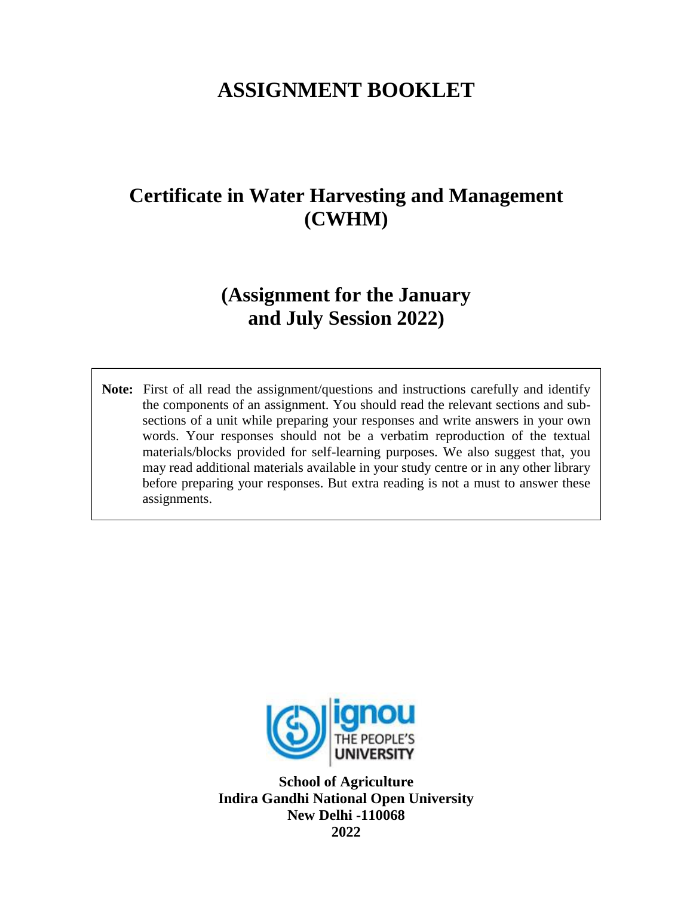# ASSIGNMENT BOOKLET

## Certificate in Water Harvesting and Management (CWHM)

## (Assignment for the January and July Session 2022)

**Note:** First of all read the assignment/questions and instructions carefully and identify the components of an assignment. You should read the relevant sections and sub-sections of a unit while preparing your responses and write answers in your own words. Your responses should not be a verbatim reproduction of the textual materials/blocks provided for self-learning purposes. We also suggest that, you may read additional materials available in your study centre or in any other library before preparing your responses. But extra reading is not a must to answer these assignments.

ignou
THE PEOPLE'S
UNIVERSITY

**School of Agriculture**
**Indira Gandhi National Open University**
**New Delhi -110068**
**2022**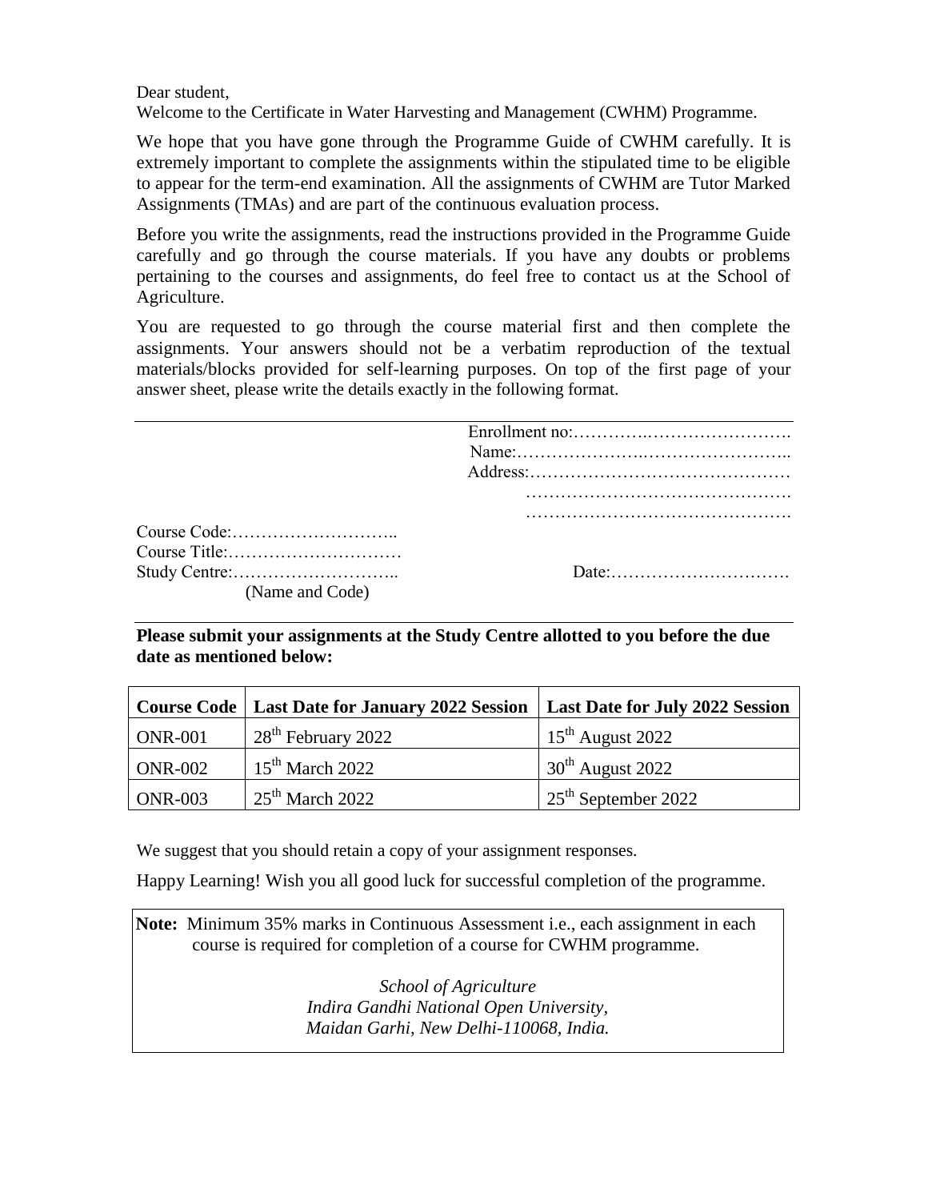Dear student,

Welcome to the Certificate in Water Harvesting and Management (CWHM) Programme.

We hope that you have gone through the Programme Guide of CWHM carefully. It is extremely important to complete the assignments within the stipulated time to be eligible to appear for the term-end examination. All the assignments of CWHM are Tutor Marked Assignments (TMAs) and are part of the continuous evaluation process.

Before you write the assignments, read the instructions provided in the Programme Guide carefully and go through the course materials. If you have any doubts or problems pertaining to the courses and assignments, do feel free to contact us at the School of Agriculture.

You are requested to go through the course material first and then complete the assignments. Your answers should not be a verbatim reproduction of the textual materials/blocks provided for self-learning purposes. On top of the first page of your answer sheet, please write the details exactly in the following format.

---

Enrollment no:……………………………………

Name:……………………………………………..

Address:…………………………………………

…………………………………………

…………………………………………

Course Code:………………………..

Course Title:…………………………

Study Centre:……………………….. Date:………………………….

(Name and Code)

---

**Please submit your assignments at the Study Centre allotted to you before the due date as mentioned below:**

| Course Code | Last Date for January 2022 Session | Last Date for July 2022 Session |
|---|---|---|
| ONR-001 | 28th February 2022 | 15th August 2022 |
| ONR-002 | 15th March 2022 | 30th August 2022 |
| ONR-003 | 25th March 2022 | 25th September 2022 |

We suggest that you should retain a copy of your assignment responses.

Happy Learning! Wish you all good luck for successful completion of the programme.

**Note:** Minimum 35% marks in Continuous Assessment i.e., each assignment in each course is required for completion of a course for CWHM programme.

*School of Agriculture*
*Indira Gandhi National Open University,*
*Maidan Garhi, New Delhi-110068, India.*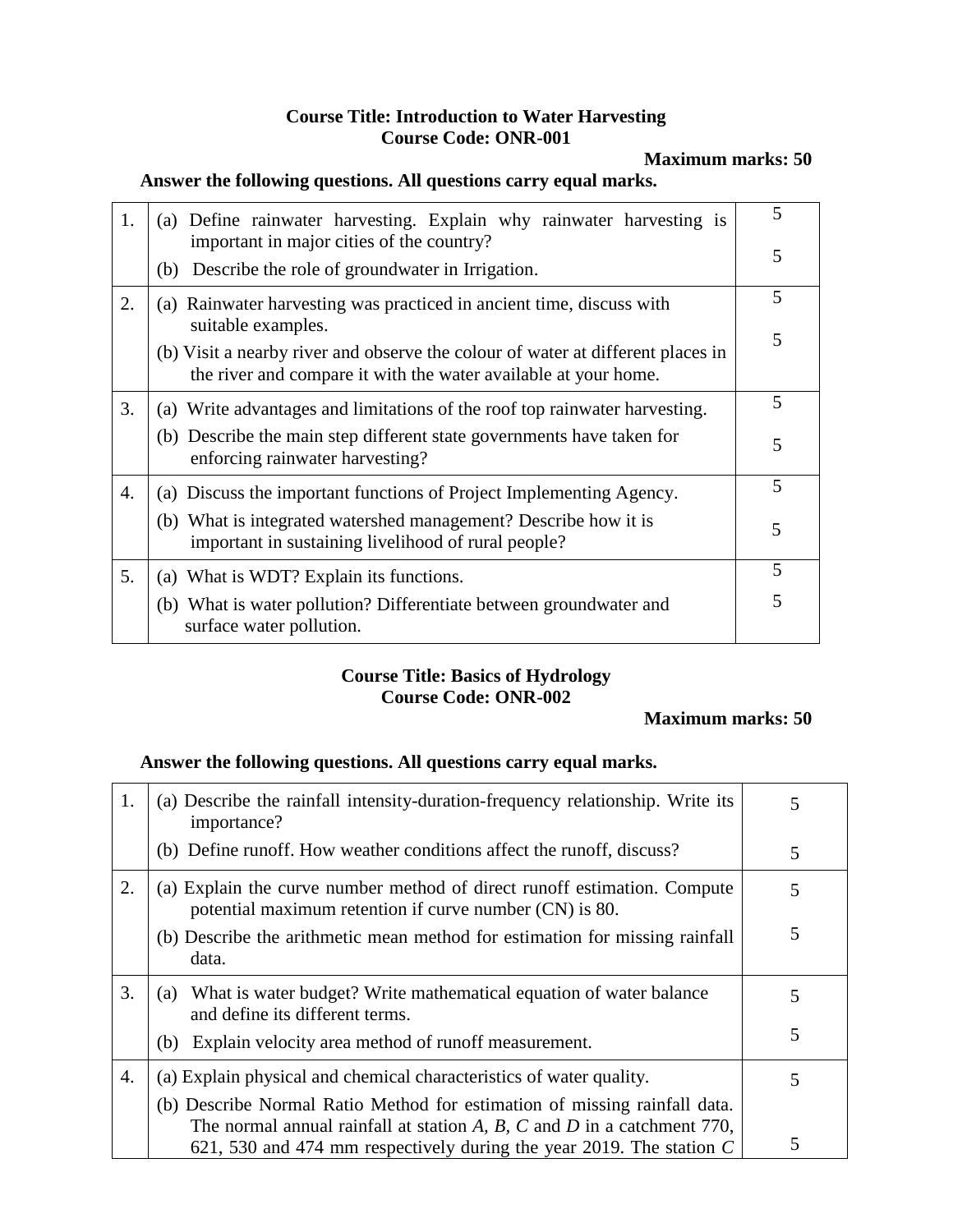**Course Title: Introduction to Water Harvesting**
**Course Code: ONR-001**

**Maximum marks: 50**

**Answer the following questions. All questions carry equal marks.**

| | | |
|---|---|---|
| 1. | (a) Define rainwater harvesting. Explain why rainwater harvesting is important in major cities of the country?<br>(b) Describe the role of groundwater in Irrigation. | 5<br>5 |
| 2. | (a) Rainwater harvesting was practiced in ancient time, discuss with suitable examples.<br>(b) Visit a nearby river and observe the colour of water at different places in the river and compare it with the water available at your home. | 5<br>5 |
| 3. | (a) Write advantages and limitations of the roof top rainwater harvesting.<br>(b) Describe the main step different state governments have taken for enforcing rainwater harvesting? | 5<br>5 |
| 4. | (a) Discuss the important functions of Project Implementing Agency.<br>(b) What is integrated watershed management? Describe how it is important in sustaining livelihood of rural people? | 5<br>5 |
| 5. | (a) What is WDT? Explain its functions.<br>(b) What is water pollution? Differentiate between groundwater and surface water pollution. | 5<br>5 |

**Course Title: Basics of Hydrology**
**Course Code: ONR-002**

**Maximum marks: 50**

**Answer the following questions. All questions carry equal marks.**

| | | |
|---|---|---|
| 1. | (a) Describe the rainfall intensity-duration-frequency relationship. Write its importance?<br>(b) Define runoff. How weather conditions affect the runoff, discuss? | 5<br>5 |
| 2. | (a) Explain the curve number method of direct runoff estimation. Compute potential maximum retention if curve number (CN) is 80.<br>(b) Describe the arithmetic mean method for estimation for missing rainfall data. | 5<br>5 |
| 3. | (a) What is water budget? Write mathematical equation of water balance and define its different terms.<br>(b) Explain velocity area method of runoff measurement. | 5<br>5 |
| 4. | (a) Explain physical and chemical characteristics of water quality.<br>(b) Describe Normal Ratio Method for estimation of missing rainfall data. The normal annual rainfall at station *A*, *B*, *C* and *D* in a catchment 770, 621, 530 and 474 mm respectively during the year 2019. The station *C* | 5<br>5 |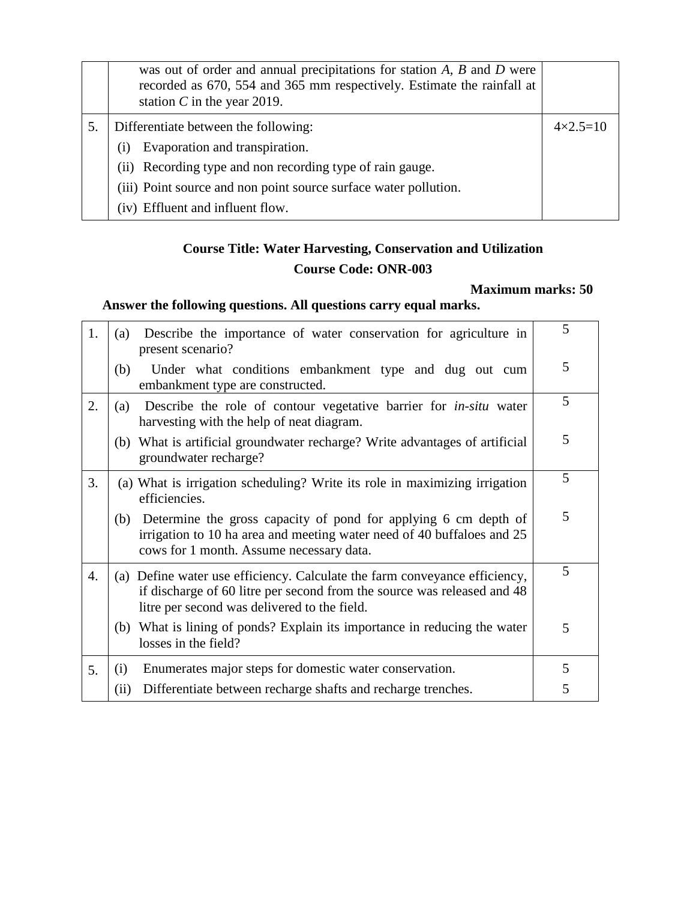| | | |
|---|---|---|
| | was out of order and annual precipitations for station *A*, *B* and *D* were recorded as 670, 554 and 365 mm respectively. Estimate the rainfall at station *C* in the year 2019. | |
| 5. | Differentiate between the following:<br>(i) Evaporation and transpiration.<br>(ii) Recording type and non recording type of rain gauge.<br>(iii) Point source and non point source surface water pollution.<br>(iv) Effluent and influent flow. | 4×2.5=10 |

**Course Title: Water Harvesting, Conservation and Utilization**

**Course Code: ONR-003**

**Maximum marks: 50**

**Answer the following questions. All questions carry equal marks.**

| | | |
|---|---|---|
| 1. | (a) Describe the importance of water conservation for agriculture in present scenario? | 5 |
| | (b) Under what conditions embankment type and dug out cum embankment type are constructed. | 5 |
| 2. | (a) Describe the role of contour vegetative barrier for *in-situ* water harvesting with the help of neat diagram. | 5 |
| | (b) What is artificial groundwater recharge? Write advantages of artificial groundwater recharge? | 5 |
| 3. | (a) What is irrigation scheduling? Write its role in maximizing irrigation efficiencies. | 5 |
| | (b) Determine the gross capacity of pond for applying 6 cm depth of irrigation to 10 ha area and meeting water need of 40 buffaloes and 25 cows for 1 month. Assume necessary data. | 5 |
| 4. | (a) Define water use efficiency. Calculate the farm conveyance efficiency, if discharge of 60 litre per second from the source was released and 48 litre per second was delivered to the field. | 5 |
| | (b) What is lining of ponds? Explain its importance in reducing the water losses in the field? | 5 |
| 5. | (i) Enumerates major steps for domestic water conservation. | 5 |
| | (ii) Differentiate between recharge shafts and recharge trenches. | 5 |